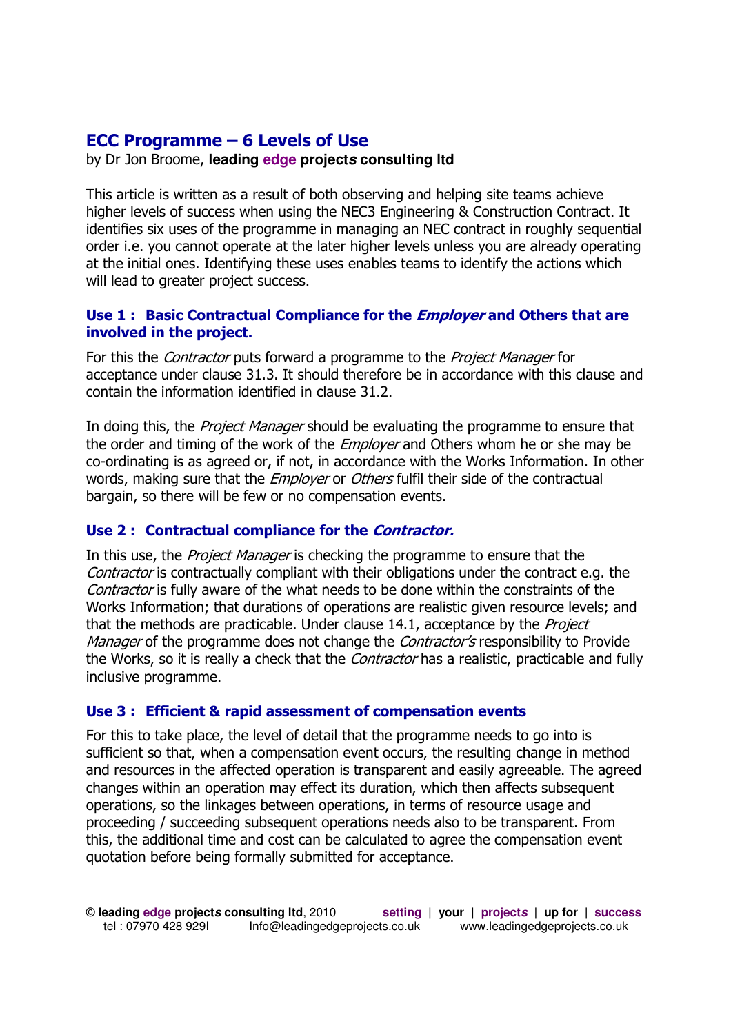# ECC Programme – 6 Levels of Use

by Dr Jon Broome, **leading edge projects consulting ltd**

This article is written as a result of both observing and helping site teams achieve higher levels of success when using the NEC3 Engineering & Construction Contract. It identifies six uses of the programme in managing an NEC contract in roughly sequential order i.e. you cannot operate at the later higher levels unless you are already operating at the initial ones. Identifying these uses enables teams to identify the actions which will lead to greater project success.

### Use 1 : Basic Contractual Compliance for the *Employer* and Others that are involved in the project.

For this the *Contractor* puts forward a programme to the *Project Manager* for acceptance under clause 31.3. It should therefore be in accordance with this clause and contain the information identified in clause 31.2.

In doing this, the *Project Manager* should be evaluating the programme to ensure that the order and timing of the work of the *Employer* and Others whom he or she may be co-ordinating is as agreed or, if not, in accordance with the Works Information. In other words, making sure that the *Employer* or *Others* fulfil their side of the contractual bargain, so there will be few or no compensation events.

### Use 2 : Contractual compliance for the *Contractor.*

In this use, the *Project Manager* is checking the programme to ensure that the *Contractor* is contractually compliant with their obligations under the contract e.g. the *Contractor* is fully aware of the what needs to be done within the constraints of the Works Information; that durations of operations are realistic given resource levels; and that the methods are practicable. Under clause 14.1, acceptance by the *Project Manager* of the programme does not change the *Contractor's* responsibility to Provide the Works, so it is really a check that the *Contractor* has a realistic, practicable and fully inclusive programme.

### Use 3 : Efficient & rapid assessment of compensation events

For this to take place, the level of detail that the programme needs to go into is sufficient so that, when a compensation event occurs, the resulting change in method and resources in the affected operation is transparent and easily agreeable. The agreed changes within an operation may effect its duration, which then affects subsequent operations, so the linkages between operations, in terms of resource usage and proceeding / succeeding subsequent operations needs also to be transparent. From this, the additional time and cost can be calculated to agree the compensation event quotation before being formally submitted for acceptance.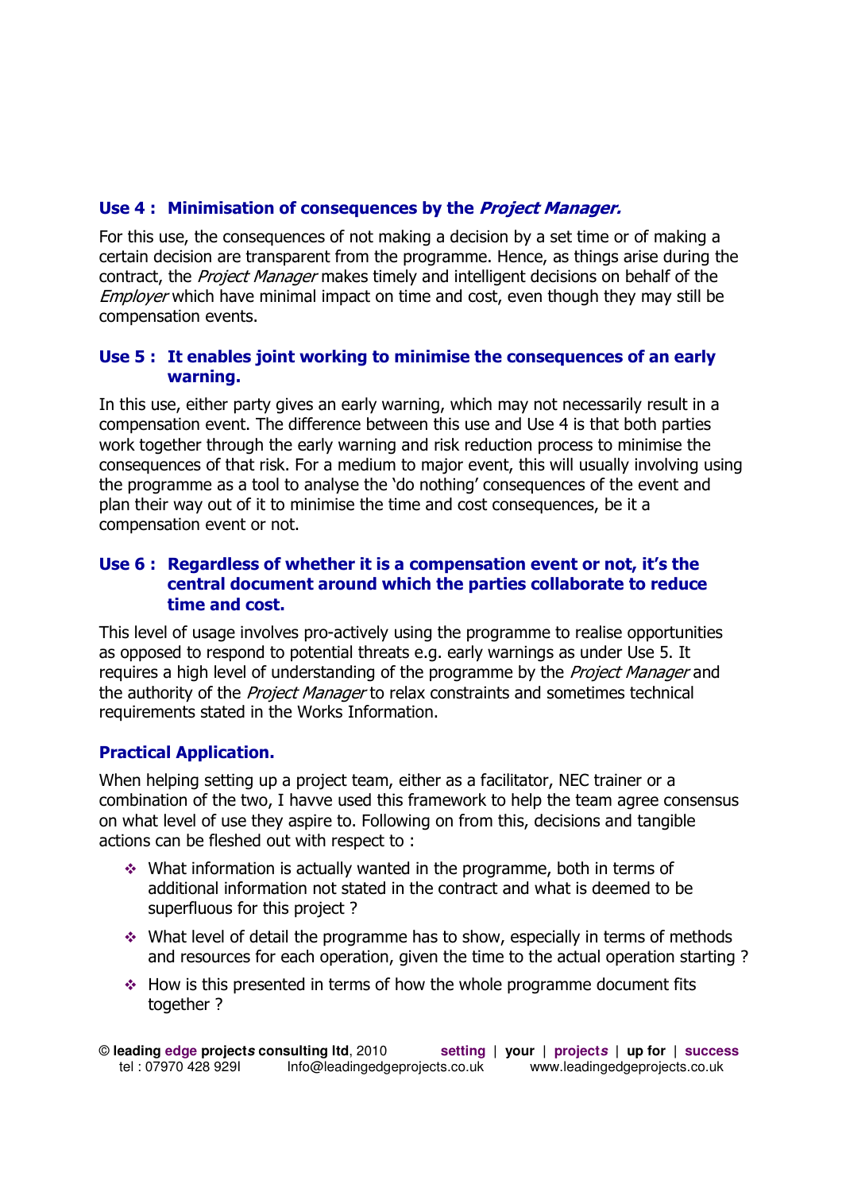### Use 4 : Minimisation of consequences by the *Project Manager.*

For this use, the consequences of not making a decision by a set time or of making a certain decision are transparent from the programme. Hence, as things arise during the contract, the *Project Manager* makes timely and intelligent decisions on behalf of the *Employer* which have minimal impact on time and cost, even though they may still be compensation events.

### Use 5 : It enables joint working to minimise the consequences of an early warning.

In this use, either party gives an early warning, which may not necessarily result in a compensation event. The difference between this use and Use 4 is that both parties work together through the early warning and risk reduction process to minimise the consequences of that risk. For a medium to major event, this will usually involving using the programme as a tool to analyse the 'do nothing' consequences of the event and plan their way out of it to minimise the time and cost consequences, be it a compensation event or not.

### Use 6 : Regardless of whether it is a compensation event or not, it's the central document around which the parties collaborate to reduce time and cost.

This level of usage involves pro-actively using the programme to realise opportunities as opposed to respond to potential threats e.g. early warnings as under Use 5. It requires a high level of understanding of the programme by the *Project Manager* and the authority of the *Project Manager* to relax constraints and sometimes technical requirements stated in the Works Information.

### Practical Application.

When helping setting up a project team, either as a facilitator, NEC trainer or a combination of the two, I havve used this framework to help the team agree consensus on what level of use they aspire to. Following on from this, decisions and tangible actions can be fleshed out with respect to :

- What information is actually wanted in the programme, both in terms of additional information not stated in the contract and what is deemed to be superfluous for this project ?
- What level of detail the programme has to show, especially in terms of methods and resources for each operation, given the time to the actual operation starting ?
- How is this presented in terms of how the whole programme document fits together ?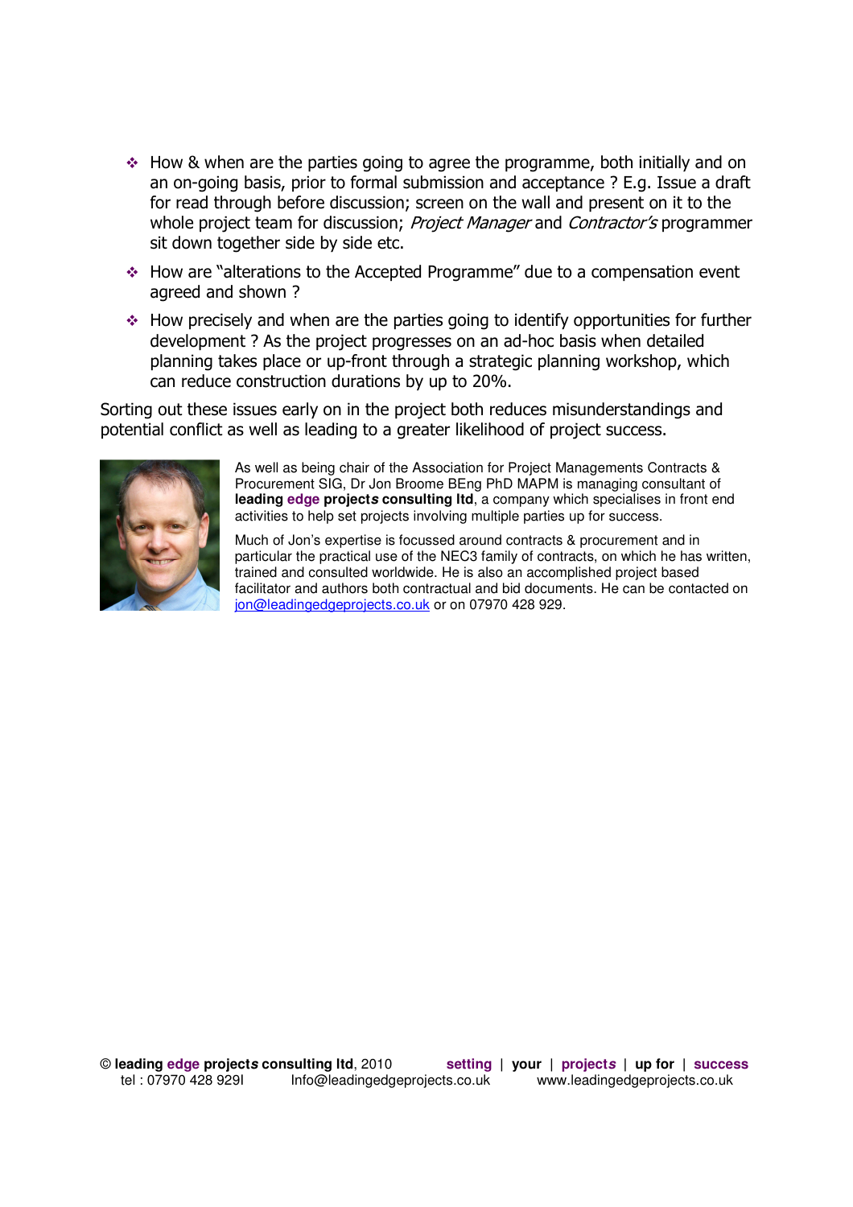- How & when are the parties going to agree the programme, both initially and on an on-going basis, prior to formal submission and acceptance ? E.g. Issue a draft for read through before discussion; screen on the wall and present on it to the whole project team for discussion; *Project Manager* and *Contractor's* programmer sit down together side by side etc.
- How are "alterations to the Accepted Programme" due to a compensation event agreed and shown ?
- How precisely and when are the parties going to identify opportunities for further development ? As the project progresses on an ad-hoc basis when detailed planning takes place or up-front through a strategic planning workshop, which can reduce construction durations by up to 20%.

Sorting out these issues early on in the project both reduces misunderstandings and potential conflict as well as leading to a greater likelihood of project success.

As well as being chair of the Association for Project Managements Contracts & Procurement SIG, Dr Jon Broome BEng PhD MAPM is managing consultant of **leading edge projects consulting ltd**, a company which specialises in front end activities to help set projects involving multiple parties up for success.

Much of Jon's expertise is focussed around contracts & procurement and in particular the practical use of the NEC3 family of contracts, on which he has written, trained and consulted worldwide. He is also an accomplished project based facilitator and authors both contractual and bid documents. He can be contacted on jon@leadingedgeprojects.co.uk or on 07970 428 929.